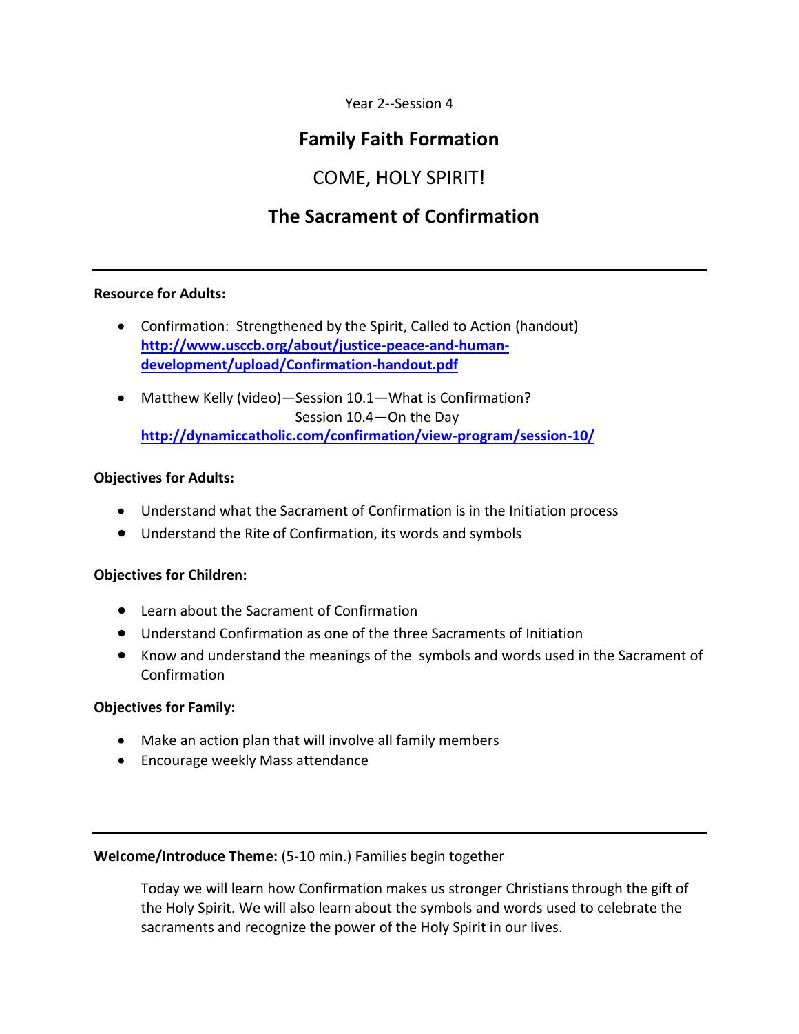Year 2--Session 4

# Family Faith Formation

## COME, HOLY SPIRIT!

## The Sacrament of Confirmation

---

**Resource for Adults:**

- Confirmation: Strengthened by the Spirit, Called to Action (handout) **http://www.usccb.org/about/justice-peace-and-human-development/upload/Confirmation-handout.pdf**
- Matthew Kelly (video)—Session 10.1—What is Confirmation?
  Session 10.4—On the Day
  **http://dynamiccatholic.com/confirmation/view-program/session-10/**

**Objectives for Adults:**

- Understand what the Sacrament of Confirmation is in the Initiation process
- Understand the Rite of Confirmation, its words and symbols

**Objectives for Children:**

- Learn about the Sacrament of Confirmation
- Understand Confirmation as one of the three Sacraments of Initiation
- Know and understand the meanings of the symbols and words used in the Sacrament of Confirmation

**Objectives for Family:**

- Make an action plan that will involve all family members
- Encourage weekly Mass attendance

---

**Welcome/Introduce Theme:** (5-10 min.) Families begin together

Today we will learn how Confirmation makes us stronger Christians through the gift of the Holy Spirit. We will also learn about the symbols and words used to celebrate the sacraments and recognize the power of the Holy Spirit in our lives.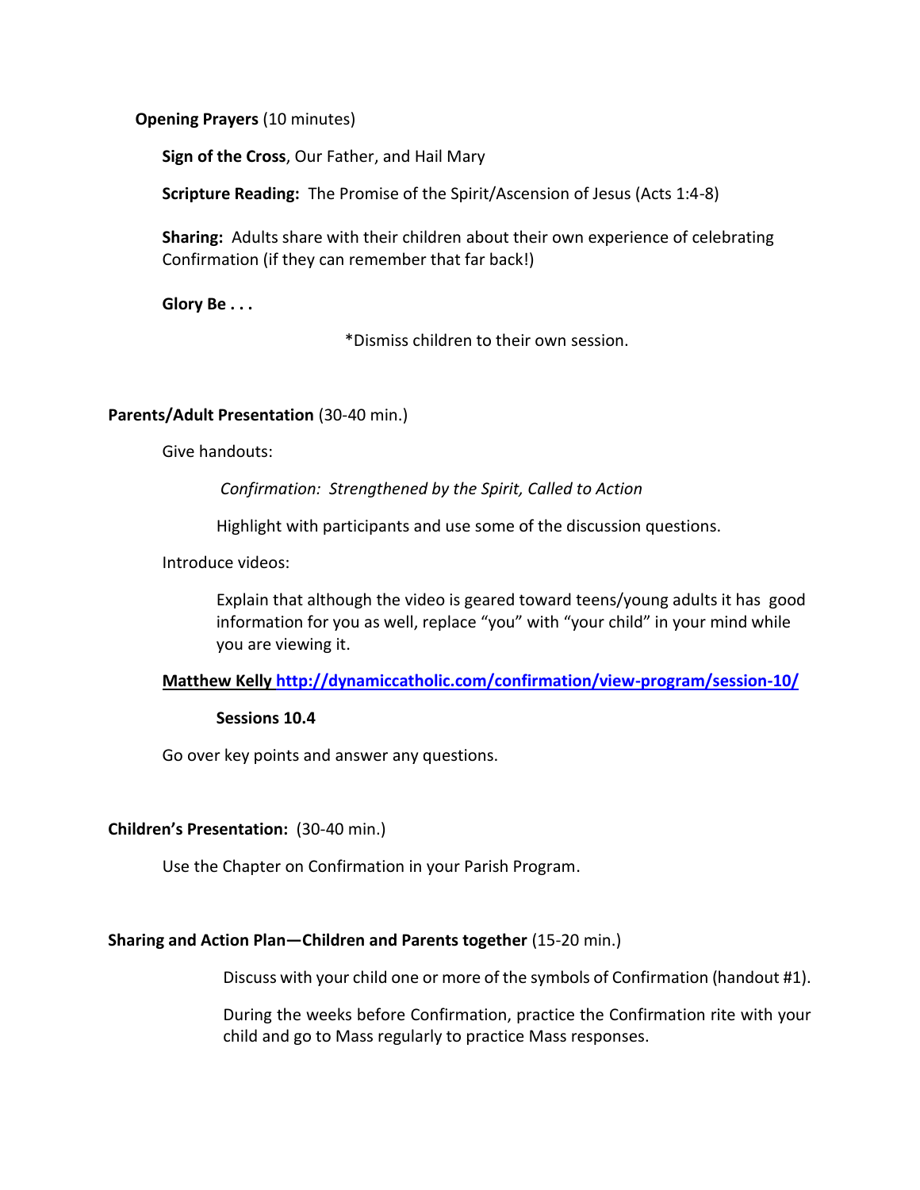**Opening Prayers** (10 minutes)

**Sign of the Cross**, Our Father, and Hail Mary

**Scripture Reading:** The Promise of the Spirit/Ascension of Jesus (Acts 1:4-8)

**Sharing:** Adults share with their children about their own experience of celebrating Confirmation (if they can remember that far back!)

**Glory Be . . .**

*Dismiss children to their own session.

**Parents/Adult Presentation** (30-40 min.)

Give handouts:

*Confirmation: Strengthened by the Spirit, Called to Action*

Highlight with participants and use some of the discussion questions.

Introduce videos:

Explain that although the video is geared toward teens/young adults it has good information for you as well, replace "you" with "your child" in your mind while you are viewing it.

**Matthew Kelly [http://dynamiccatholic.com/confirmation/view-program/session-10/](http://dynamiccatholic.com/confirmation/view-program/session-10/)**

**Sessions 10.4**

Go over key points and answer any questions.

**Children's Presentation:** (30-40 min.)

Use the Chapter on Confirmation in your Parish Program.

**Sharing and Action Plan—Children and Parents together** (15-20 min.)

Discuss with your child one or more of the symbols of Confirmation (handout #1).

During the weeks before Confirmation, practice the Confirmation rite with your child and go to Mass regularly to practice Mass responses.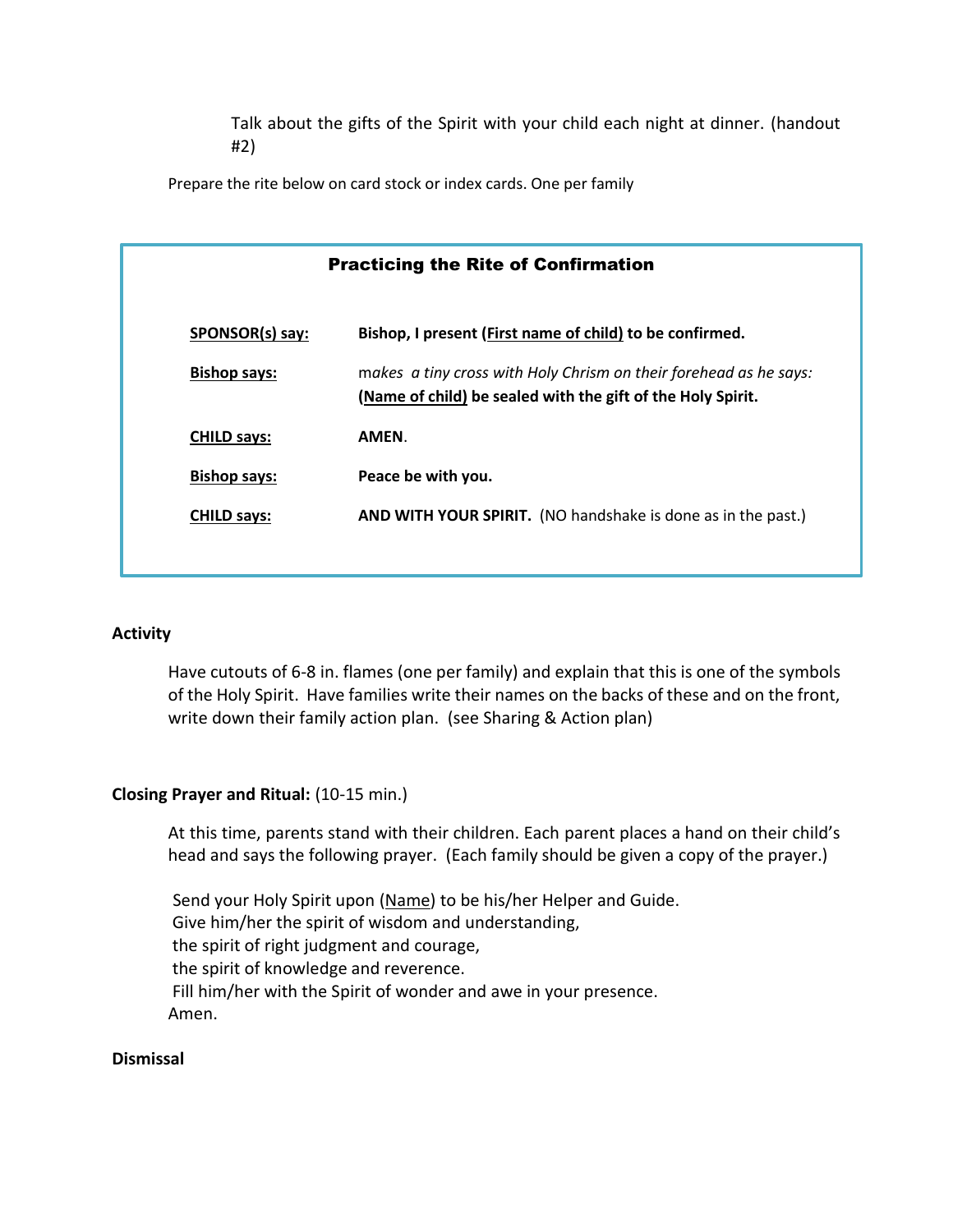Talk about the gifts of the Spirit with your child each night at dinner. (handout #2)

Prepare the rite below on card stock or index cards. One per family

### Practicing the Rite of Confirmation

| | |
|---|---|
| <u>SPONSOR(s) say:</u> | **Bishop, I present (<u>First name of child</u>) to be confirmed.** |
| <u>Bishop says:</u> | *makes a tiny cross with Holy Chrism on their forehead as he says:* **(<u>Name of child</u>) be sealed with the gift of the Holy Spirit.** |
| <u>CHILD says:</u> | **AMEN**. |
| <u>Bishop says:</u> | **Peace be with you.** |
| <u>CHILD says:</u> | **AND WITH YOUR SPIRIT.** (NO handshake is done as in the past.) |

**Activity**

Have cutouts of 6-8 in. flames (one per family) and explain that this is one of the symbols of the Holy Spirit. Have families write their names on the backs of these and on the front, write down their family action plan. (see Sharing & Action plan)

**Closing Prayer and Ritual:** (10-15 min.)

At this time, parents stand with their children. Each parent places a hand on their child's head and says the following prayer. (Each family should be given a copy of the prayer.)

Send your Holy Spirit upon (<u>Name</u>) to be his/her Helper and Guide.
Give him/her the spirit of wisdom and understanding,
the spirit of right judgment and courage,
the spirit of knowledge and reverence.
Fill him/her with the Spirit of wonder and awe in your presence.
Amen.

**Dismissal**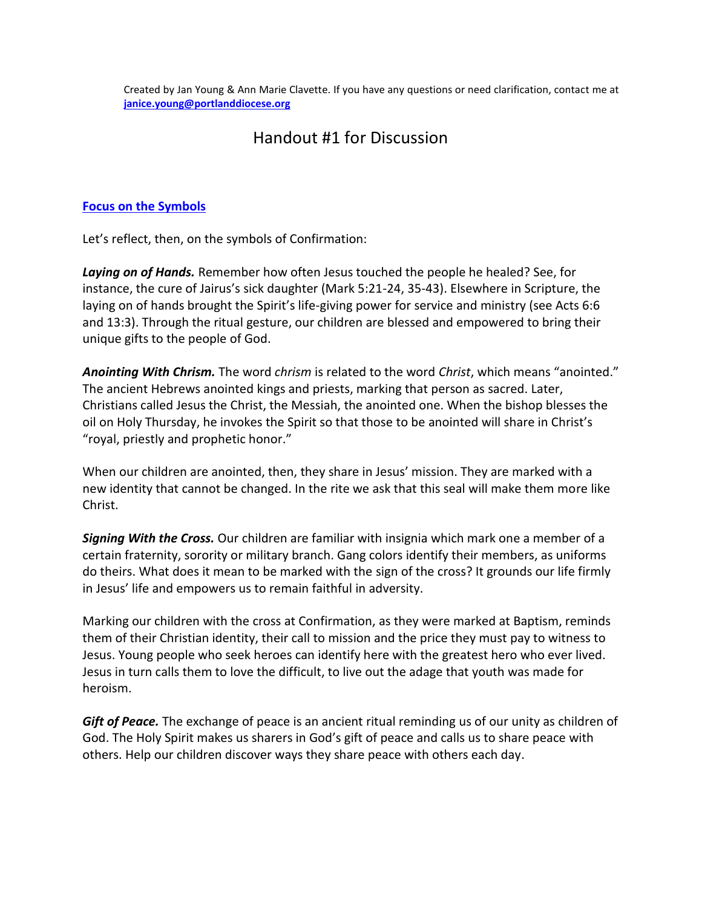Created by Jan Young & Ann Marie Clavette. If you have any questions or need clarification, contact me at **janice.young@portlanddiocese.org**

# Handout #1 for Discussion

**Focus on the Symbols**

Let's reflect, then, on the symbols of Confirmation:

***Laying on of Hands.*** Remember how often Jesus touched the people he healed? See, for instance, the cure of Jairus's sick daughter (Mark 5:21-24, 35-43). Elsewhere in Scripture, the laying on of hands brought the Spirit's life-giving power for service and ministry (see Acts 6:6 and 13:3). Through the ritual gesture, our children are blessed and empowered to bring their unique gifts to the people of God.

***Anointing With Chrism.*** The word *chrism* is related to the word *Christ*, which means "anointed." The ancient Hebrews anointed kings and priests, marking that person as sacred. Later, Christians called Jesus the Christ, the Messiah, the anointed one. When the bishop blesses the oil on Holy Thursday, he invokes the Spirit so that those to be anointed will share in Christ's "royal, priestly and prophetic honor."

When our children are anointed, then, they share in Jesus' mission. They are marked with a new identity that cannot be changed. In the rite we ask that this seal will make them more like Christ.

***Signing With the Cross.*** Our children are familiar with insignia which mark one a member of a certain fraternity, sorority or military branch. Gang colors identify their members, as uniforms do theirs. What does it mean to be marked with the sign of the cross? It grounds our life firmly in Jesus' life and empowers us to remain faithful in adversity.

Marking our children with the cross at Confirmation, as they were marked at Baptism, reminds them of their Christian identity, their call to mission and the price they must pay to witness to Jesus. Young people who seek heroes can identify here with the greatest hero who ever lived. Jesus in turn calls them to love the difficult, to live out the adage that youth was made for heroism.

***Gift of Peace.*** The exchange of peace is an ancient ritual reminding us of our unity as children of God. The Holy Spirit makes us sharers in God's gift of peace and calls us to share peace with others. Help our children discover ways they share peace with others each day.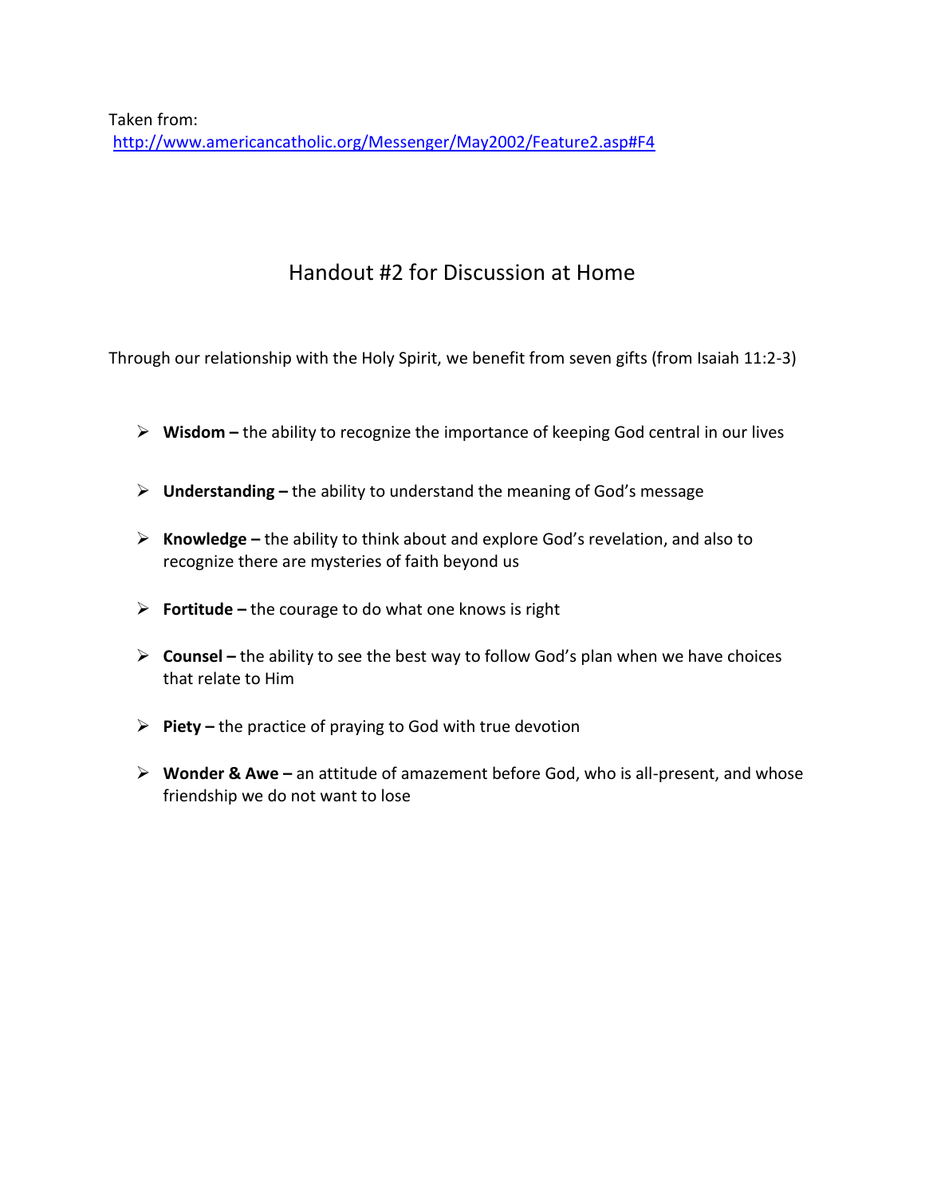Taken from:
[http://www.americancatholic.org/Messenger/May2002/Feature2.asp#F4](http://www.americancatholic.org/Messenger/May2002/Feature2.asp#F4)

## Handout #2 for Discussion at Home

Through our relationship with the Holy Spirit, we benefit from seven gifts (from Isaiah 11:2-3)

- **Wisdom –** the ability to recognize the importance of keeping God central in our lives
- **Understanding –** the ability to understand the meaning of God's message
- **Knowledge –** the ability to think about and explore God's revelation, and also to recognize there are mysteries of faith beyond us
- **Fortitude –** the courage to do what one knows is right
- **Counsel –** the ability to see the best way to follow God's plan when we have choices that relate to Him
- **Piety –** the practice of praying to God with true devotion
- **Wonder & Awe –** an attitude of amazement before God, who is all-present, and whose friendship we do not want to lose